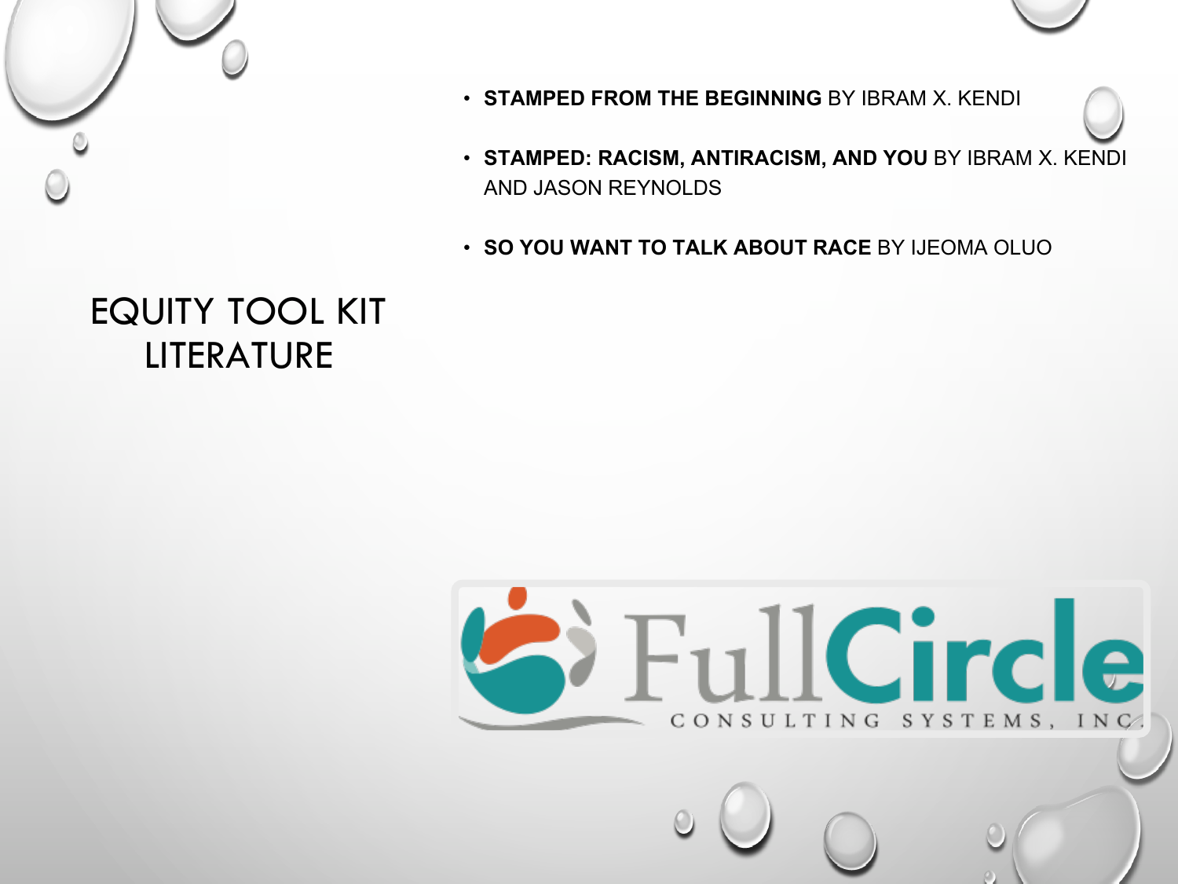# EQUITY TOOL KIT LITERATURE

- **STAMPED FROM THE BEGINNING** BY IBRAM X. KENDI
- **STAMPED: RACISM, ANTIRACISM, AND YOU** BY IBRAM X. KENDI AND JASON REYNOLDS
- **SO YOU WANT TO TALK ABOUT RACE** BY IJEOMA OLUO

FullCircle
CONSULTING SYSTEMS, INC.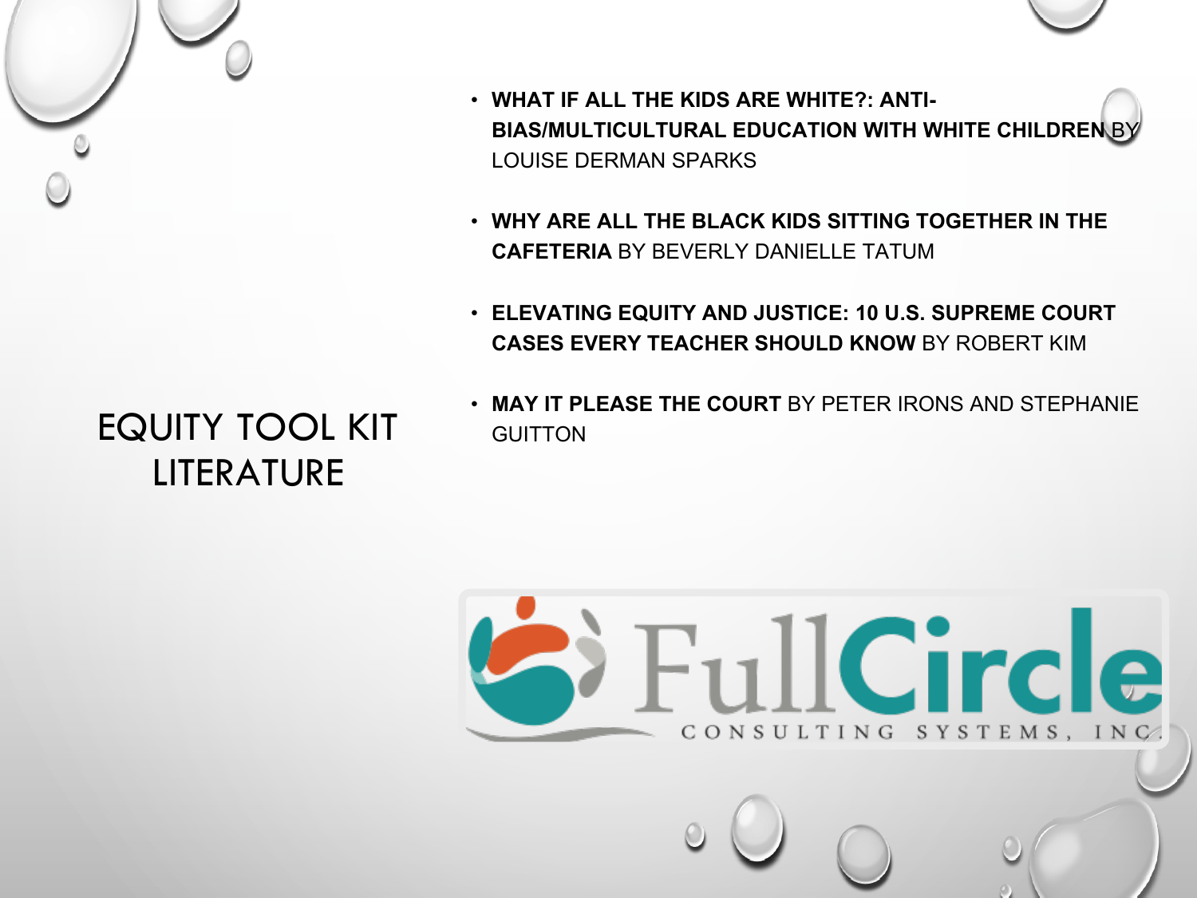# EQUITY TOOL KIT LITERATURE

- **WHAT IF ALL THE KIDS ARE WHITE?: ANTI-BIAS/MULTICULTURAL EDUCATION WITH WHITE CHILDREN** BY LOUISE DERMAN SPARKS
- **WHY ARE ALL THE BLACK KIDS SITTING TOGETHER IN THE CAFETERIA** BY BEVERLY DANIELLE TATUM
- **ELEVATING EQUITY AND JUSTICE: 10 U.S. SUPREME COURT CASES EVERY TEACHER SHOULD KNOW** BY ROBERT KIM
- **MAY IT PLEASE THE COURT** BY PETER IRONS AND STEPHANIE GUITTON

FullCircle CONSULTING SYSTEMS, INC.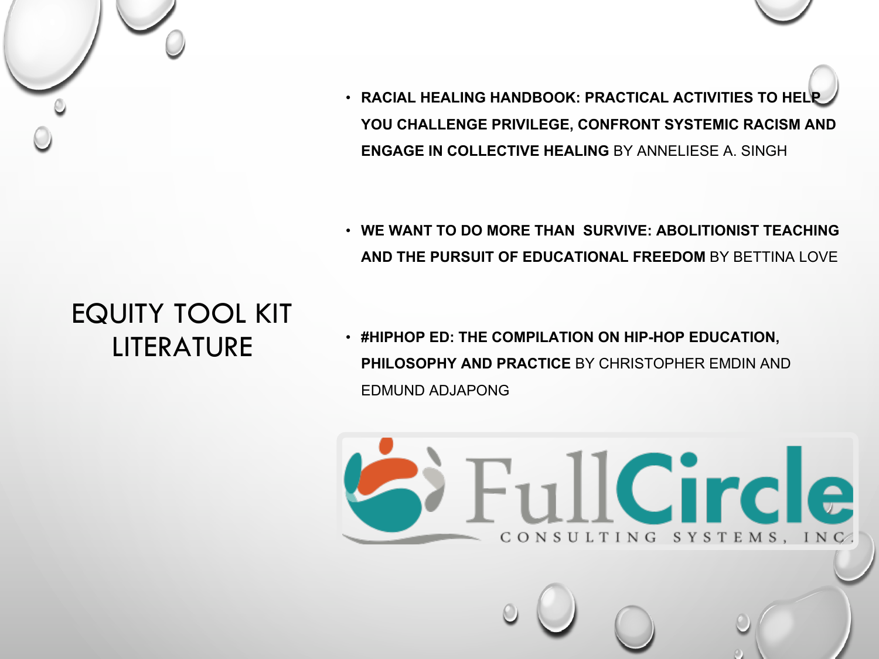# EQUITY TOOL KIT LITERATURE

- **RACIAL HEALING HANDBOOK: PRACTICAL ACTIVITIES TO HELP YOU CHALLENGE PRIVILEGE, CONFRONT SYSTEMIC RACISM AND ENGAGE IN COLLECTIVE HEALING** BY ANNELIESE A. SINGH

- **WE WANT TO DO MORE THAN SURVIVE: ABOLITIONIST TEACHING AND THE PURSUIT OF EDUCATIONAL FREEDOM** BY BETTINA LOVE

- **#HIPHOP ED: THE COMPILATION ON HIP-HOP EDUCATION, PHILOSOPHY AND PRACTICE** BY CHRISTOPHER EMDIN AND EDMUND ADJAPONG

FullCircle CONSULTING SYSTEMS, INC.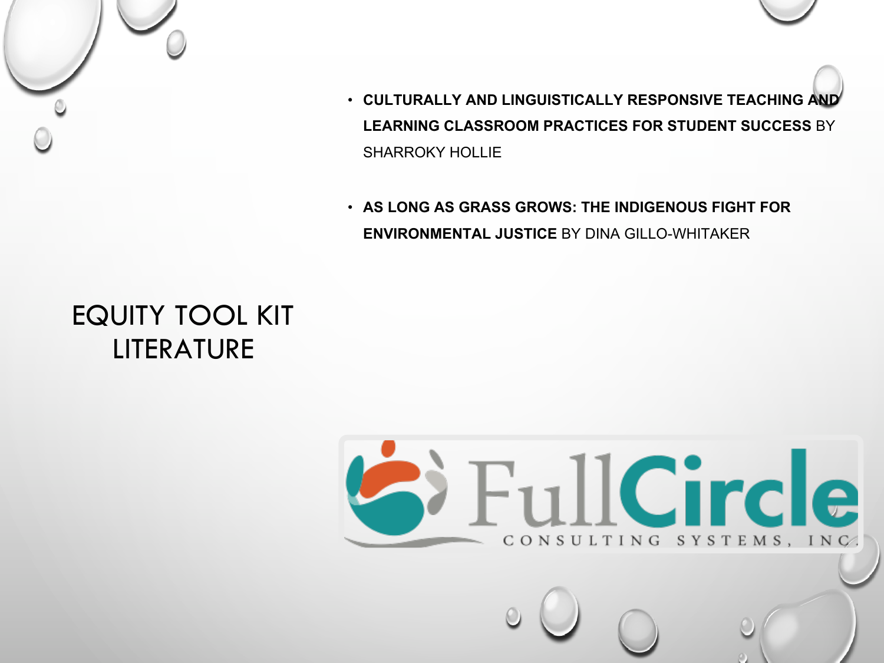# EQUITY TOOL KIT LITERATURE

- **CULTURALLY AND LINGUISTICALLY RESPONSIVE TEACHING AND LEARNING CLASSROOM PRACTICES FOR STUDENT SUCCESS** BY SHARROKY HOLLIE
- **AS LONG AS GRASS GROWS: THE INDIGENOUS FIGHT FOR ENVIRONMENTAL JUSTICE** BY DINA GILLO-WHITAKER

FullCircle CONSULTING SYSTEMS, INC.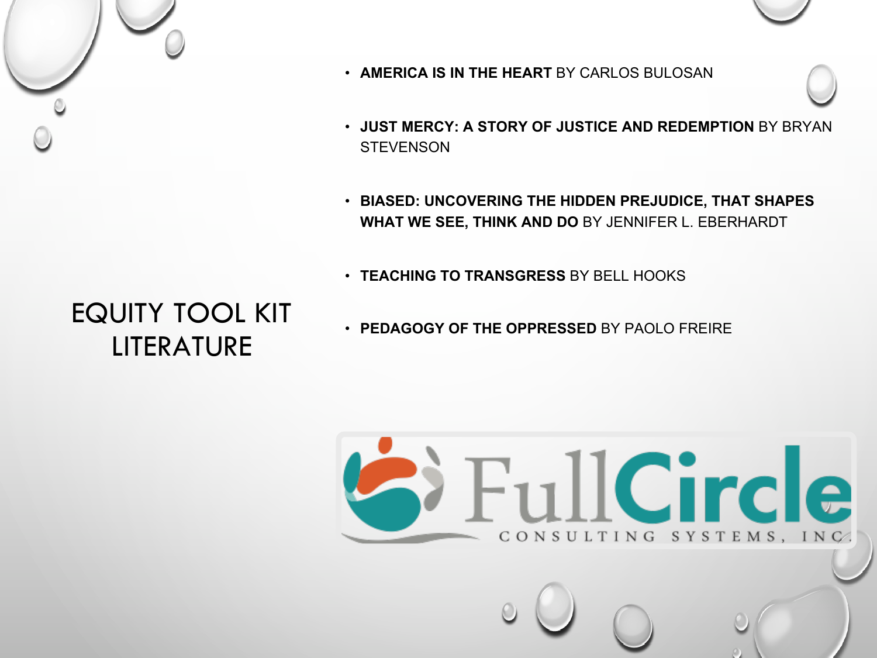# EQUITY TOOL KIT LITERATURE

- **AMERICA IS IN THE HEART** BY CARLOS BULOSAN
- **JUST MERCY: A STORY OF JUSTICE AND REDEMPTION** BY BRYAN STEVENSON
- **BIASED: UNCOVERING THE HIDDEN PREJUDICE, THAT SHAPES WHAT WE SEE, THINK AND DO** BY JENNIFER L. EBERHARDT
- **TEACHING TO TRANSGRESS** BY BELL HOOKS
- **PEDAGOGY OF THE OPPRESSED** BY PAOLO FREIRE

FullCircle CONSULTING SYSTEMS, INC.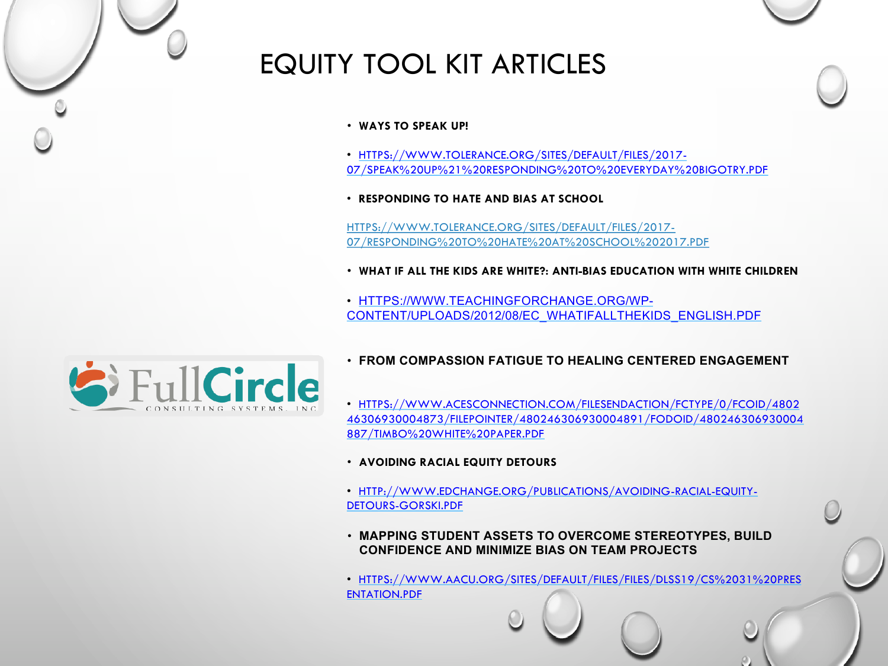# EQUITY TOOL KIT ARTICLES

- **WAYS TO SPEAK UP!**
- HTTPS://WWW.TOLERANCE.ORG/SITES/DEFAULT/FILES/2017-07/SPEAK%20UP%21%20RESPONDING%20TO%20EVERYDAY%20BIGOTRY.PDF
- **RESPONDING TO HATE AND BIAS AT SCHOOL**

  HTTPS://WWW.TOLERANCE.ORG/SITES/DEFAULT/FILES/2017-07/RESPONDING%20TO%20HATE%20AT%20SCHOOL%202017.PDF
- **WHAT IF ALL THE KIDS ARE WHITE?: ANTI-BIAS EDUCATION WITH WHITE CHILDREN**
- HTTPS://WWW.TEACHINGFORCHANGE.ORG/WP-CONTENT/UPLOADS/2012/08/EC_WHATIFALLTHEKIDS_ENGLISH.PDF
- **FROM COMPASSION FATIGUE TO HEALING CENTERED ENGAGEMENT**
- HTTPS://WWW.ACESCONNECTION.COM/FILESENDACTION/FCTYPE/0/FCOID/480246306930004873/FILEPOINTER/480246306930004891/FODOID/480246306930004887/TIMBO%20WHITE%20PAPER.PDF
- **AVOIDING RACIAL EQUITY DETOURS**
- HTTP://WWW.EDCHANGE.ORG/PUBLICATIONS/AVOIDING-RACIAL-EQUITY-DETOURS-GORSKI.PDF
- **MAPPING STUDENT ASSETS TO OVERCOME STEREOTYPES, BUILD CONFIDENCE AND MINIMIZE BIAS ON TEAM PROJECTS**
- HTTPS://WWW.AACU.ORG/SITES/DEFAULT/FILES/FILES/DLSS19/CS%2031%20PRESENTATION.PDF

FullCircle CONSULTING SYSTEMS, INC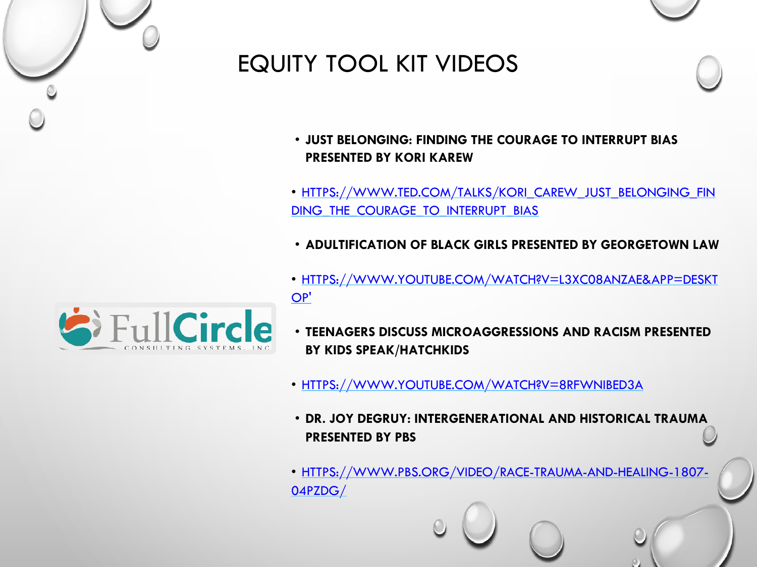# EQUITY TOOL KIT VIDEOS

- **JUST BELONGING: FINDING THE COURAGE TO INTERRUPT BIAS PRESENTED BY KORI KAREW**
- HTTPS://WWW.TED.COM/TALKS/KORI_CAREW_JUST_BELONGING_FINDING_THE_COURAGE_TO_INTERRUPT_BIAS
- **ADULTIFICATION OF BLACK GIRLS PRESENTED BY GEORGETOWN LAW**
- HTTPS://WWW.YOUTUBE.COM/WATCH?V=L3XC08ANZAE&APP=DESKTOP'
- **TEENAGERS DISCUSS MICROAGGRESSIONS AND RACISM PRESENTED BY KIDS SPEAK/HATCHKIDS**
- HTTPS://WWW.YOUTUBE.COM/WATCH?V=8RFWNIBED3A
- **DR. JOY DEGRUY: INTERGENERATIONAL AND HISTORICAL TRAUMA PRESENTED BY PBS**
- HTTPS://WWW.PBS.ORG/VIDEO/RACE-TRAUMA-AND-HEALING-1807-04PZDG/

FullCircle CONSULTING SYSTEMS, INC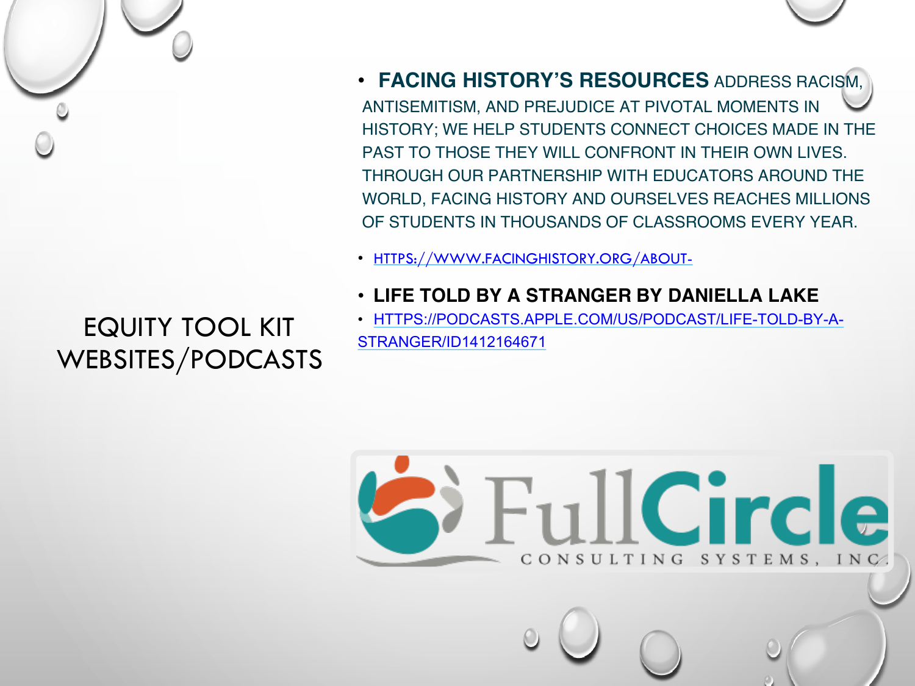# EQUITY TOOL KIT WEBSITES/PODCASTS

- **FACING HISTORY'S RESOURCES** ADDRESS RACISM, ANTISEMITISM, AND PREJUDICE AT PIVOTAL MOMENTS IN HISTORY; WE HELP STUDENTS CONNECT CHOICES MADE IN THE PAST TO THOSE THEY WILL CONFRONT IN THEIR OWN LIVES. THROUGH OUR PARTNERSHIP WITH EDUCATORS AROUND THE WORLD, FACING HISTORY AND OURSELVES REACHES MILLIONS OF STUDENTS IN THOUSANDS OF CLASSROOMS EVERY YEAR.
- HTTPS://WWW.FACINGHISTORY.ORG/ABOUT-
- **LIFE TOLD BY A STRANGER BY DANIELLA LAKE**
- HTTPS://PODCASTS.APPLE.COM/US/PODCAST/LIFE-TOLD-BY-A-STRANGER/ID1412164671

FullCircle CONSULTING SYSTEMS, INC.